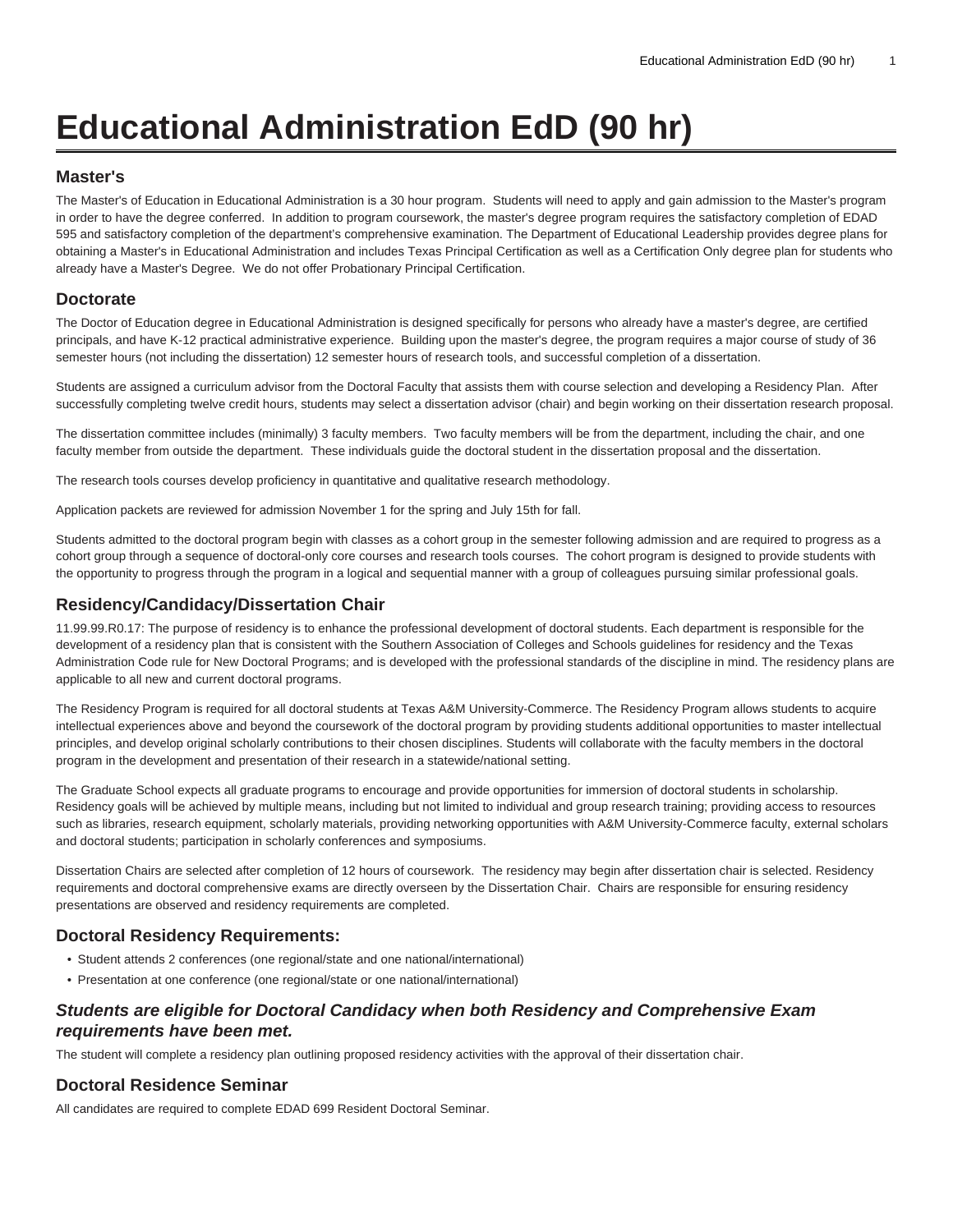# Educational Administration EdD (90 hr)

## Master's

The Master's of Education in Educational Administration is a 30 hour program. Students will need to apply and gain admission to the Master's program in order to have the degree conferred. In addition to program coursework, the master's degree program requires the satisfactory completion of EDAD 595 and satisfactory completion of the department's comprehensive examination. The Department of Educational Leadership provides degree plans for obtaining a Master's in Educational Administration and includes Texas Principal Certification as well as a Certification Only degree plan for students who already have a Master's Degree. We do not offer Probationary Principal Certification.

## Doctorate

The Doctor of Education degree in Educational Administration is designed specifically for persons who already have a master's degree, are certified principals, and have K-12 practical administrative experience. Building upon the master's degree, the program requires a major course of study of 36 semester hours (not including the dissertation) 12 semester hours of research tools, and successful completion of a dissertation.

Students are assigned a curriculum advisor from the Doctoral Faculty that assists them with course selection and developing a Residency Plan. After successfully completing twelve credit hours, students may select a dissertation advisor (chair) and begin working on their dissertation research proposal.

The dissertation committee includes (minimally) 3 faculty members. Two faculty members will be from the department, including the chair, and one faculty member from outside the department. These individuals guide the doctoral student in the dissertation proposal and the dissertation.

The research tools courses develop proficiency in quantitative and qualitative research methodology.

Application packets are reviewed for admission November 1 for the spring and July 15th for fall.

Students admitted to the doctoral program begin with classes as a cohort group in the semester following admission and are required to progress as a cohort group through a sequence of doctoral-only core courses and research tools courses. The cohort program is designed to provide students with the opportunity to progress through the program in a logical and sequential manner with a group of colleagues pursuing similar professional goals.

## Residency/Candidacy/Dissertation Chair

11.99.99.R0.17: The purpose of residency is to enhance the professional development of doctoral students. Each department is responsible for the development of a residency plan that is consistent with the Southern Association of Colleges and Schools guidelines for residency and the Texas Administration Code rule for New Doctoral Programs; and is developed with the professional standards of the discipline in mind. The residency plans are applicable to all new and current doctoral programs.

The Residency Program is required for all doctoral students at Texas A&M University-Commerce. The Residency Program allows students to acquire intellectual experiences above and beyond the coursework of the doctoral program by providing students additional opportunities to master intellectual principles, and develop original scholarly contributions to their chosen disciplines. Students will collaborate with the faculty members in the doctoral program in the development and presentation of their research in a statewide/national setting.

The Graduate School expects all graduate programs to encourage and provide opportunities for immersion of doctoral students in scholarship. Residency goals will be achieved by multiple means, including but not limited to individual and group research training; providing access to resources such as libraries, research equipment, scholarly materials, providing networking opportunities with A&M University-Commerce faculty, external scholars and doctoral students; participation in scholarly conferences and symposiums.

Dissertation Chairs are selected after completion of 12 hours of coursework. The residency may begin after dissertation chair is selected. Residency requirements and doctoral comprehensive exams are directly overseen by the Dissertation Chair. Chairs are responsible for ensuring residency presentations are observed and residency requirements are completed.

## Doctoral Residency Requirements:

- Student attends 2 conferences (one regional/state and one national/international)
- Presentation at one conference (one regional/state or one national/international)

## *Students are eligible for Doctoral Candidacy when both Residency and Comprehensive Exam requirements have been met.*

The student will complete a residency plan outlining proposed residency activities with the approval of their dissertation chair.

## Doctoral Residence Seminar

All candidates are required to complete EDAD 699 Resident Doctoral Seminar.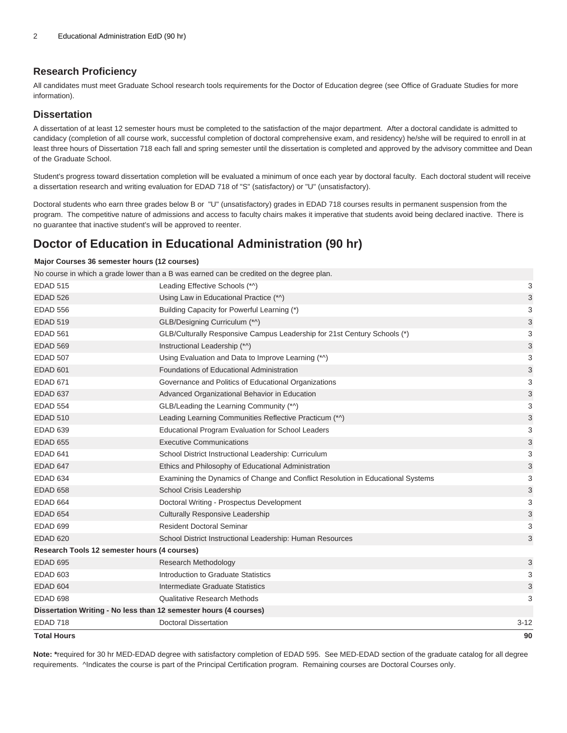## Research Proficiency

All candidates must meet Graduate School research tools requirements for the Doctor of Education degree (see Office of Graduate Studies for more information).

## Dissertation

A dissertation of at least 12 semester hours must be completed to the satisfaction of the major department. After a doctoral candidate is admitted to candidacy (completion of all course work, successful completion of doctoral comprehensive exam, and residency) he/she will be required to enroll in at least three hours of Dissertation 718 each fall and spring semester until the dissertation is completed and approved by the advisory committee and Dean of the Graduate School.

Student's progress toward dissertation completion will be evaluated a minimum of once each year by doctoral faculty. Each doctoral student will receive a dissertation research and writing evaluation for EDAD 718 of "S" (satisfactory) or "U" (unsatisfactory).

Doctoral students who earn three grades below B or "U" (unsatisfactory) grades in EDAD 718 courses results in permanent suspension from the program. The competitive nature of admissions and access to faculty chairs makes it imperative that students avoid being declared inactive. There is no guarantee that inactive student's will be approved to reenter.

# Doctor of Education in Educational Administration (90 hr)

| | | |
|---|---|---|
| **Major Courses 36 semester hours (12 courses)** | | |
| No course in which a grade lower than a B was earned can be credited on the degree plan. | | |
| EDAD 515 | Leading Effective Schools (*^) | 3 |
| EDAD 526 | Using Law in Educational Practice (*^) | 3 |
| EDAD 556 | Building Capacity for Powerful Learning (*) | 3 |
| EDAD 519 | GLB/Designing Curriculum (*^) | 3 |
| EDAD 561 | GLB/Culturally Responsive Campus Leadership for 21st Century Schools (*) | 3 |
| EDAD 569 | Instructional Leadership (*^) | 3 |
| EDAD 507 | Using Evaluation and Data to Improve Learning (*^) | 3 |
| EDAD 601 | Foundations of Educational Administration | 3 |
| EDAD 671 | Governance and Politics of Educational Organizations | 3 |
| EDAD 637 | Advanced Organizational Behavior in Education | 3 |
| EDAD 554 | GLB/Leading the Learning Community (*^) | 3 |
| EDAD 510 | Leading Learning Communities Reflective Practicum (*^) | 3 |
| EDAD 639 | Educational Program Evaluation for School Leaders | 3 |
| EDAD 655 | Executive Communications | 3 |
| EDAD 641 | School District Instructional Leadership: Curriculum | 3 |
| EDAD 647 | Ethics and Philosophy of Educational Administration | 3 |
| EDAD 634 | Examining the Dynamics of Change and Conflict Resolution in Educational Systems | 3 |
| EDAD 658 | School Crisis Leadership | 3 |
| EDAD 664 | Doctoral Writing - Prospectus Development | 3 |
| EDAD 654 | Culturally Responsive Leadership | 3 |
| EDAD 699 | Resident Doctoral Seminar | 3 |
| EDAD 620 | School District Instructional Leadership: Human Resources | 3 |
| **Research Tools 12 semester hours (4 courses)** | | |
| EDAD 695 | Research Methodology | 3 |
| EDAD 603 | Introduction to Graduate Statistics | 3 |
| EDAD 604 | Intermediate Graduate Statistics | 3 |
| EDAD 698 | Qualitative Research Methods | 3 |
| **Dissertation Writing - No less than 12 semester hours (4 courses)** | | |
| EDAD 718 | Doctoral Dissertation | 3-12 |
| **Total Hours** | | **90** |

**Note: ***required for 30 hr MED-EDAD degree with satisfactory completion of EDAD 595. See MED-EDAD section of the graduate catalog for all degree requirements. ^Indicates the course is part of the Principal Certification program. Remaining courses are Doctoral Courses only.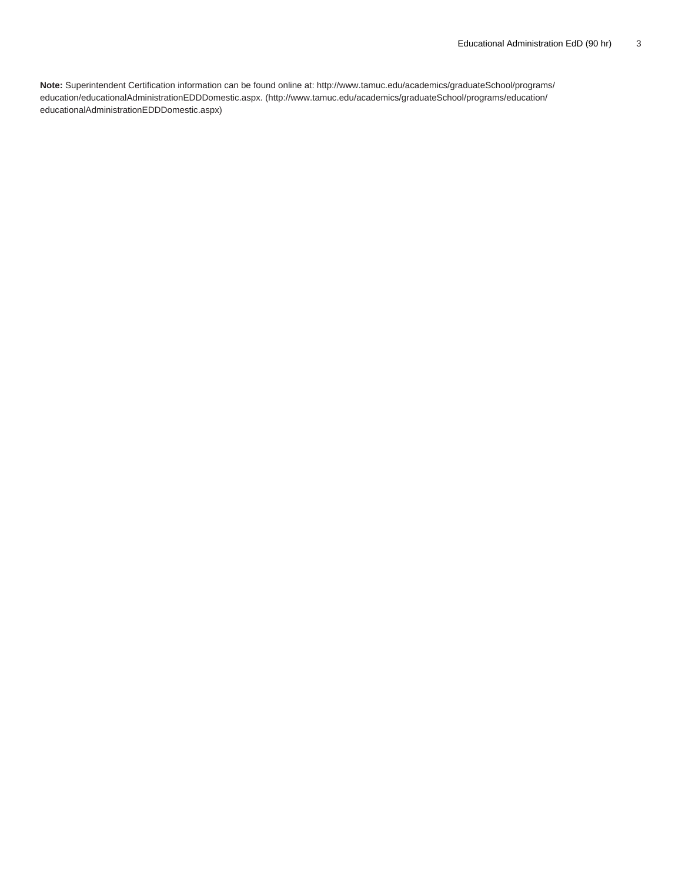**Note:** Superintendent Certification information can be found online at: http://www.tamuc.edu/academics/graduateSchool/programs/education/educationalAdministrationEDDDomestic.aspx. (http://www.tamuc.edu/academics/graduateSchool/programs/education/educationalAdministrationEDDDomestic.aspx)